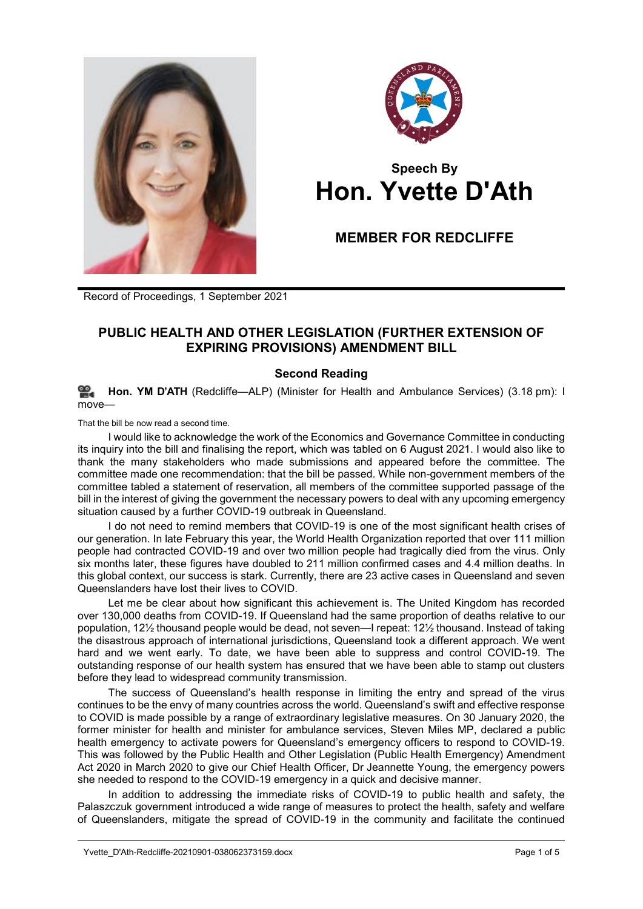# Speech By
# Hon. Yvette D'Ath

## MEMBER FOR REDCLIFFE

Record of Proceedings, 1 September 2021

## PUBLIC HEALTH AND OTHER LEGISLATION (FURTHER EXTENSION OF EXPIRING PROVISIONS) AMENDMENT BILL

### Second Reading

**Hon. YM D'ATH** (Redcliffe—ALP) (Minister for Health and Ambulance Services) (3.18 pm): I move—

That the bill be now read a second time.

I would like to acknowledge the work of the Economics and Governance Committee in conducting its inquiry into the bill and finalising the report, which was tabled on 6 August 2021. I would also like to thank the many stakeholders who made submissions and appeared before the committee. The committee made one recommendation: that the bill be passed. While non-government members of the committee tabled a statement of reservation, all members of the committee supported passage of the bill in the interest of giving the government the necessary powers to deal with any upcoming emergency situation caused by a further COVID-19 outbreak in Queensland.

I do not need to remind members that COVID-19 is one of the most significant health crises of our generation. In late February this year, the World Health Organization reported that over 111 million people had contracted COVID-19 and over two million people had tragically died from the virus. Only six months later, these figures have doubled to 211 million confirmed cases and 4.4 million deaths. In this global context, our success is stark. Currently, there are 23 active cases in Queensland and seven Queenslanders have lost their lives to COVID.

Let me be clear about how significant this achievement is. The United Kingdom has recorded over 130,000 deaths from COVID-19. If Queensland had the same proportion of deaths relative to our population, 12½ thousand people would be dead, not seven—I repeat: 12½ thousand. Instead of taking the disastrous approach of international jurisdictions, Queensland took a different approach. We went hard and we went early. To date, we have been able to suppress and control COVID-19. The outstanding response of our health system has ensured that we have been able to stamp out clusters before they lead to widespread community transmission.

The success of Queensland's health response in limiting the entry and spread of the virus continues to be the envy of many countries across the world. Queensland's swift and effective response to COVID is made possible by a range of extraordinary legislative measures. On 30 January 2020, the former minister for health and minister for ambulance services, Steven Miles MP, declared a public health emergency to activate powers for Queensland's emergency officers to respond to COVID-19. This was followed by the Public Health and Other Legislation (Public Health Emergency) Amendment Act 2020 in March 2020 to give our Chief Health Officer, Dr Jeannette Young, the emergency powers she needed to respond to the COVID-19 emergency in a quick and decisive manner.

In addition to addressing the immediate risks of COVID-19 to public health and safety, the Palaszczuk government introduced a wide range of measures to protect the health, safety and welfare of Queenslanders, mitigate the spread of COVID-19 in the community and facilitate the continued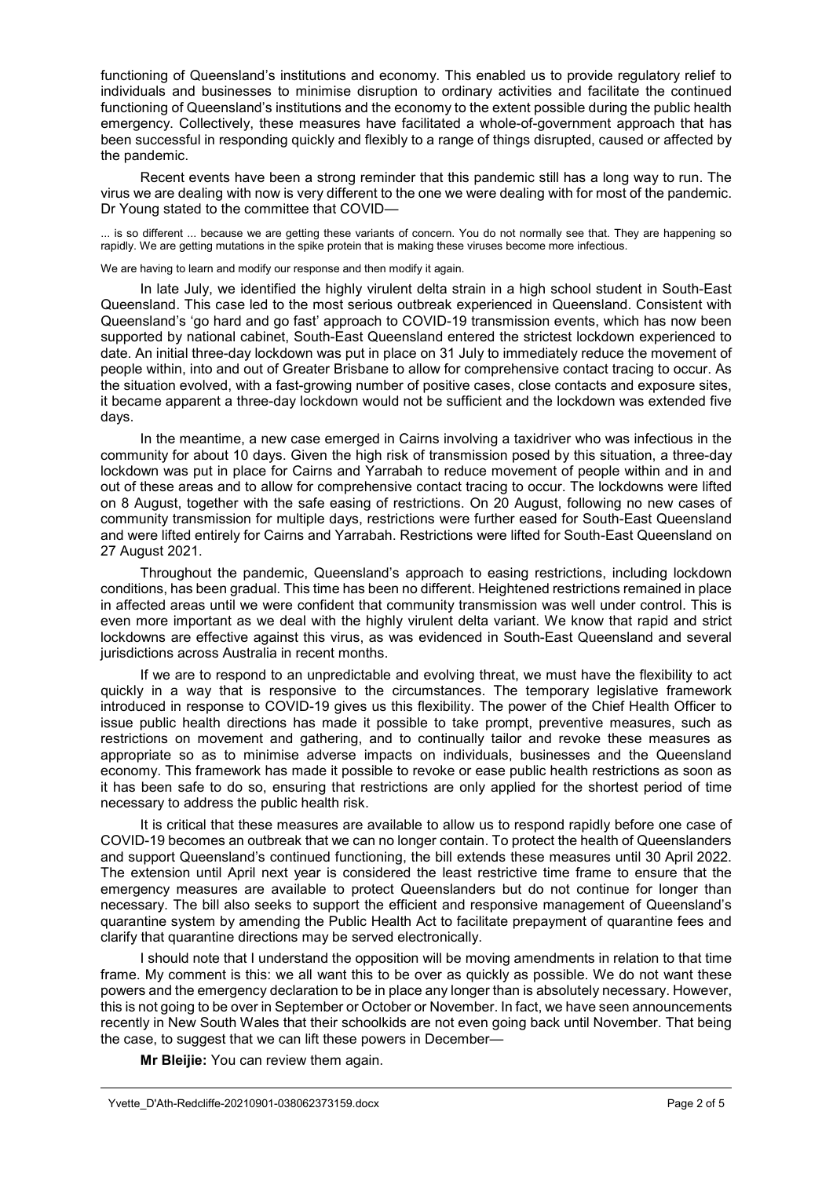functioning of Queensland's institutions and economy. This enabled us to provide regulatory relief to individuals and businesses to minimise disruption to ordinary activities and facilitate the continued functioning of Queensland's institutions and the economy to the extent possible during the public health emergency. Collectively, these measures have facilitated a whole-of-government approach that has been successful in responding quickly and flexibly to a range of things disrupted, caused or affected by the pandemic.

Recent events have been a strong reminder that this pandemic still has a long way to run. The virus we are dealing with now is very different to the one we were dealing with for most of the pandemic. Dr Young stated to the committee that COVID—

> ... is so different ... because we are getting these variants of concern. You do not normally see that. They are happening so rapidly. We are getting mutations in the spike protein that is making these viruses become more infectious.
>
> We are having to learn and modify our response and then modify it again.

In late July, we identified the highly virulent delta strain in a high school student in South-East Queensland. This case led to the most serious outbreak experienced in Queensland. Consistent with Queensland's 'go hard and go fast' approach to COVID-19 transmission events, which has now been supported by national cabinet, South-East Queensland entered the strictest lockdown experienced to date. An initial three-day lockdown was put in place on 31 July to immediately reduce the movement of people within, into and out of Greater Brisbane to allow for comprehensive contact tracing to occur. As the situation evolved, with a fast-growing number of positive cases, close contacts and exposure sites, it became apparent a three-day lockdown would not be sufficient and the lockdown was extended five days.

In the meantime, a new case emerged in Cairns involving a taxidriver who was infectious in the community for about 10 days. Given the high risk of transmission posed by this situation, a three-day lockdown was put in place for Cairns and Yarrabah to reduce movement of people within and in and out of these areas and to allow for comprehensive contact tracing to occur. The lockdowns were lifted on 8 August, together with the safe easing of restrictions. On 20 August, following no new cases of community transmission for multiple days, restrictions were further eased for South-East Queensland and were lifted entirely for Cairns and Yarrabah. Restrictions were lifted for South-East Queensland on 27 August 2021.

Throughout the pandemic, Queensland's approach to easing restrictions, including lockdown conditions, has been gradual. This time has been no different. Heightened restrictions remained in place in affected areas until we were confident that community transmission was well under control. This is even more important as we deal with the highly virulent delta variant. We know that rapid and strict lockdowns are effective against this virus, as was evidenced in South-East Queensland and several jurisdictions across Australia in recent months.

If we are to respond to an unpredictable and evolving threat, we must have the flexibility to act quickly in a way that is responsive to the circumstances. The temporary legislative framework introduced in response to COVID-19 gives us this flexibility. The power of the Chief Health Officer to issue public health directions has made it possible to take prompt, preventive measures, such as restrictions on movement and gathering, and to continually tailor and revoke these measures as appropriate so as to minimise adverse impacts on individuals, businesses and the Queensland economy. This framework has made it possible to revoke or ease public health restrictions as soon as it has been safe to do so, ensuring that restrictions are only applied for the shortest period of time necessary to address the public health risk.

It is critical that these measures are available to allow us to respond rapidly before one case of COVID-19 becomes an outbreak that we can no longer contain. To protect the health of Queenslanders and support Queensland's continued functioning, the bill extends these measures until 30 April 2022. The extension until April next year is considered the least restrictive time frame to ensure that the emergency measures are available to protect Queenslanders but do not continue for longer than necessary. The bill also seeks to support the efficient and responsive management of Queensland's quarantine system by amending the Public Health Act to facilitate prepayment of quarantine fees and clarify that quarantine directions may be served electronically.

I should note that I understand the opposition will be moving amendments in relation to that time frame. My comment is this: we all want this to be over as quickly as possible. We do not want these powers and the emergency declaration to be in place any longer than is absolutely necessary. However, this is not going to be over in September or October or November. In fact, we have seen announcements recently in New South Wales that their schoolkids are not even going back until November. That being the case, to suggest that we can lift these powers in December—

**Mr Bleijie:** You can review them again.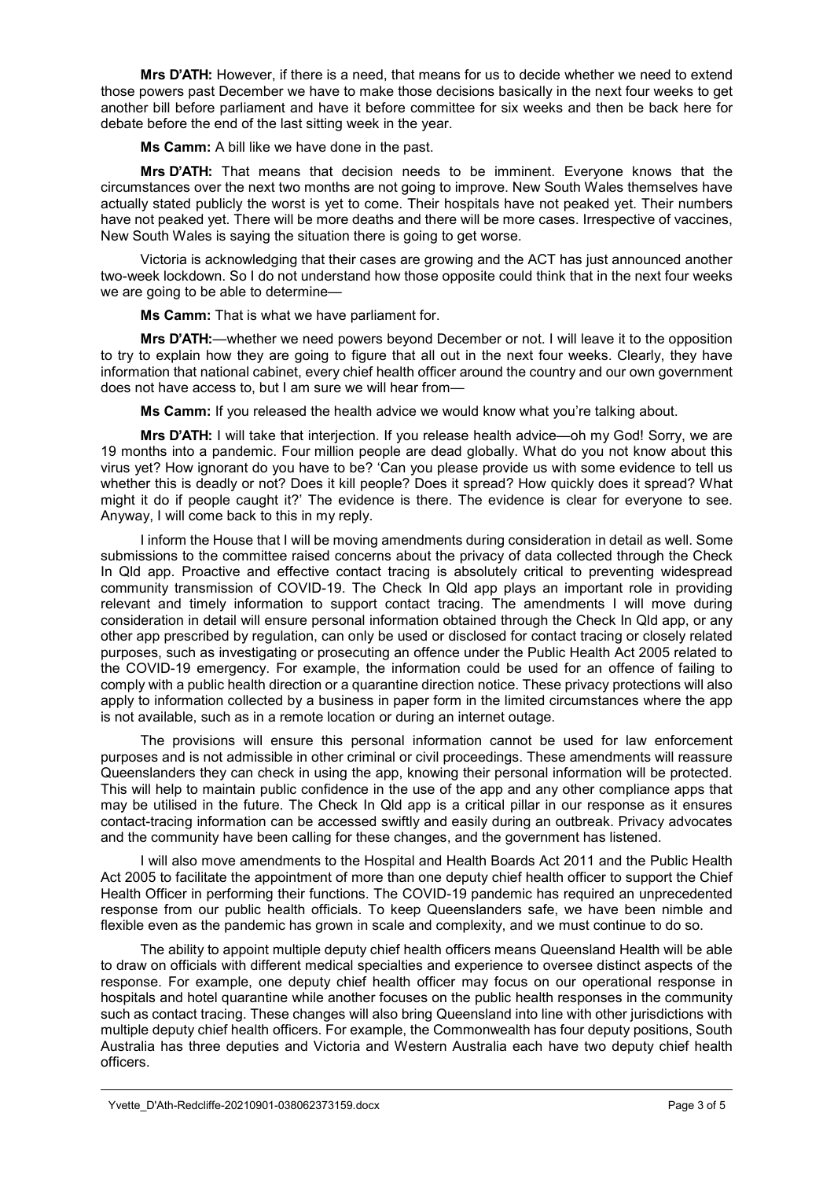**Mrs D'ATH:** However, if there is a need, that means for us to decide whether we need to extend those powers past December we have to make those decisions basically in the next four weeks to get another bill before parliament and have it before committee for six weeks and then be back here for debate before the end of the last sitting week in the year.

**Ms Camm:** A bill like we have done in the past.

**Mrs D'ATH:** That means that decision needs to be imminent. Everyone knows that the circumstances over the next two months are not going to improve. New South Wales themselves have actually stated publicly the worst is yet to come. Their hospitals have not peaked yet. Their numbers have not peaked yet. There will be more deaths and there will be more cases. Irrespective of vaccines, New South Wales is saying the situation there is going to get worse.

Victoria is acknowledging that their cases are growing and the ACT has just announced another two-week lockdown. So I do not understand how those opposite could think that in the next four weeks we are going to be able to determine—

**Ms Camm:** That is what we have parliament for.

**Mrs D'ATH:**—whether we need powers beyond December or not. I will leave it to the opposition to try to explain how they are going to figure that all out in the next four weeks. Clearly, they have information that national cabinet, every chief health officer around the country and our own government does not have access to, but I am sure we will hear from—

**Ms Camm:** If you released the health advice we would know what you're talking about.

**Mrs D'ATH:** I will take that interjection. If you release health advice—oh my God! Sorry, we are 19 months into a pandemic. Four million people are dead globally. What do you not know about this virus yet? How ignorant do you have to be? 'Can you please provide us with some evidence to tell us whether this is deadly or not? Does it kill people? Does it spread? How quickly does it spread? What might it do if people caught it?' The evidence is there. The evidence is clear for everyone to see. Anyway, I will come back to this in my reply.

I inform the House that I will be moving amendments during consideration in detail as well. Some submissions to the committee raised concerns about the privacy of data collected through the Check In Qld app. Proactive and effective contact tracing is absolutely critical to preventing widespread community transmission of COVID-19. The Check In Qld app plays an important role in providing relevant and timely information to support contact tracing. The amendments I will move during consideration in detail will ensure personal information obtained through the Check In Qld app, or any other app prescribed by regulation, can only be used or disclosed for contact tracing or closely related purposes, such as investigating or prosecuting an offence under the Public Health Act 2005 related to the COVID-19 emergency. For example, the information could be used for an offence of failing to comply with a public health direction or a quarantine direction notice. These privacy protections will also apply to information collected by a business in paper form in the limited circumstances where the app is not available, such as in a remote location or during an internet outage.

The provisions will ensure this personal information cannot be used for law enforcement purposes and is not admissible in other criminal or civil proceedings. These amendments will reassure Queenslanders they can check in using the app, knowing their personal information will be protected. This will help to maintain public confidence in the use of the app and any other compliance apps that may be utilised in the future. The Check In Qld app is a critical pillar in our response as it ensures contact-tracing information can be accessed swiftly and easily during an outbreak. Privacy advocates and the community have been calling for these changes, and the government has listened.

I will also move amendments to the Hospital and Health Boards Act 2011 and the Public Health Act 2005 to facilitate the appointment of more than one deputy chief health officer to support the Chief Health Officer in performing their functions. The COVID-19 pandemic has required an unprecedented response from our public health officials. To keep Queenslanders safe, we have been nimble and flexible even as the pandemic has grown in scale and complexity, and we must continue to do so.

The ability to appoint multiple deputy chief health officers means Queensland Health will be able to draw on officials with different medical specialties and experience to oversee distinct aspects of the response. For example, one deputy chief health officer may focus on our operational response in hospitals and hotel quarantine while another focuses on the public health responses in the community such as contact tracing. These changes will also bring Queensland into line with other jurisdictions with multiple deputy chief health officers. For example, the Commonwealth has four deputy positions, South Australia has three deputies and Victoria and Western Australia each have two deputy chief health officers.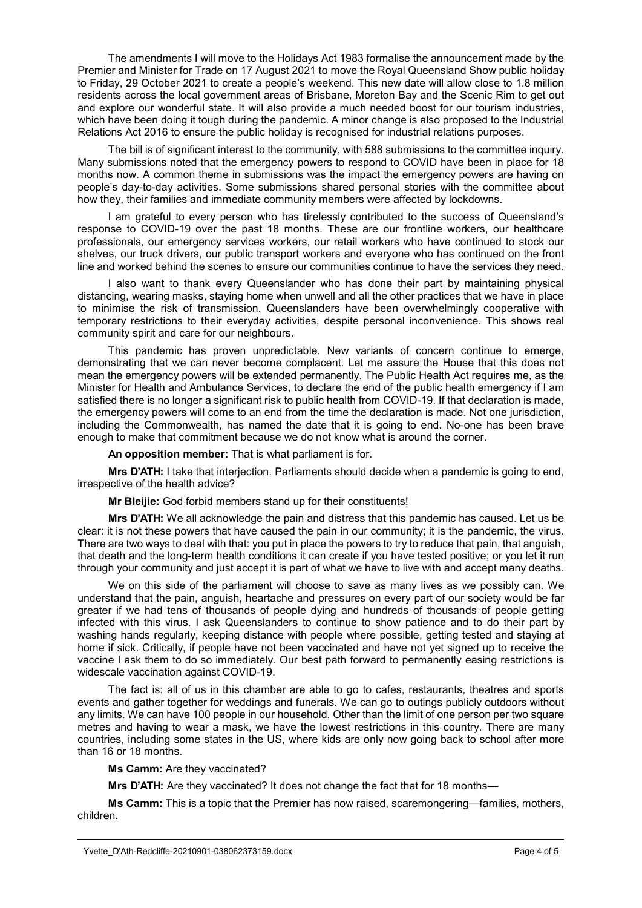The amendments I will move to the Holidays Act 1983 formalise the announcement made by the Premier and Minister for Trade on 17 August 2021 to move the Royal Queensland Show public holiday to Friday, 29 October 2021 to create a people's weekend. This new date will allow close to 1.8 million residents across the local government areas of Brisbane, Moreton Bay and the Scenic Rim to get out and explore our wonderful state. It will also provide a much needed boost for our tourism industries, which have been doing it tough during the pandemic. A minor change is also proposed to the Industrial Relations Act 2016 to ensure the public holiday is recognised for industrial relations purposes.

The bill is of significant interest to the community, with 588 submissions to the committee inquiry. Many submissions noted that the emergency powers to respond to COVID have been in place for 18 months now. A common theme in submissions was the impact the emergency powers are having on people's day-to-day activities. Some submissions shared personal stories with the committee about how they, their families and immediate community members were affected by lockdowns.

I am grateful to every person who has tirelessly contributed to the success of Queensland's response to COVID-19 over the past 18 months. These are our frontline workers, our healthcare professionals, our emergency services workers, our retail workers who have continued to stock our shelves, our truck drivers, our public transport workers and everyone who has continued on the front line and worked behind the scenes to ensure our communities continue to have the services they need.

I also want to thank every Queenslander who has done their part by maintaining physical distancing, wearing masks, staying home when unwell and all the other practices that we have in place to minimise the risk of transmission. Queenslanders have been overwhelmingly cooperative with temporary restrictions to their everyday activities, despite personal inconvenience. This shows real community spirit and care for our neighbours.

This pandemic has proven unpredictable. New variants of concern continue to emerge, demonstrating that we can never become complacent. Let me assure the House that this does not mean the emergency powers will be extended permanently. The Public Health Act requires me, as the Minister for Health and Ambulance Services, to declare the end of the public health emergency if I am satisfied there is no longer a significant risk to public health from COVID-19. If that declaration is made, the emergency powers will come to an end from the time the declaration is made. Not one jurisdiction, including the Commonwealth, has named the date that it is going to end. No-one has been brave enough to make that commitment because we do not know what is around the corner.

**An opposition member:** That is what parliament is for.

**Mrs D'ATH:** I take that interjection. Parliaments should decide when a pandemic is going to end, irrespective of the health advice?

**Mr Bleijie:** God forbid members stand up for their constituents!

**Mrs D'ATH:** We all acknowledge the pain and distress that this pandemic has caused. Let us be clear: it is not these powers that have caused the pain in our community; it is the pandemic, the virus. There are two ways to deal with that: you put in place the powers to try to reduce that pain, that anguish, that death and the long-term health conditions it can create if you have tested positive; or you let it run through your community and just accept it is part of what we have to live with and accept many deaths.

We on this side of the parliament will choose to save as many lives as we possibly can. We understand that the pain, anguish, heartache and pressures on every part of our society would be far greater if we had tens of thousands of people dying and hundreds of thousands of people getting infected with this virus. I ask Queenslanders to continue to show patience and to do their part by washing hands regularly, keeping distance with people where possible, getting tested and staying at home if sick. Critically, if people have not been vaccinated and have not yet signed up to receive the vaccine I ask them to do so immediately. Our best path forward to permanently easing restrictions is widescale vaccination against COVID-19.

The fact is: all of us in this chamber are able to go to cafes, restaurants, theatres and sports events and gather together for weddings and funerals. We can go to outings publicly outdoors without any limits. We can have 100 people in our household. Other than the limit of one person per two square metres and having to wear a mask, we have the lowest restrictions in this country. There are many countries, including some states in the US, where kids are only now going back to school after more than 16 or 18 months.

**Ms Camm:** Are they vaccinated?

**Mrs D'ATH:** Are they vaccinated? It does not change the fact that for 18 months—

**Ms Camm:** This is a topic that the Premier has now raised, scaremongering—families, mothers, children.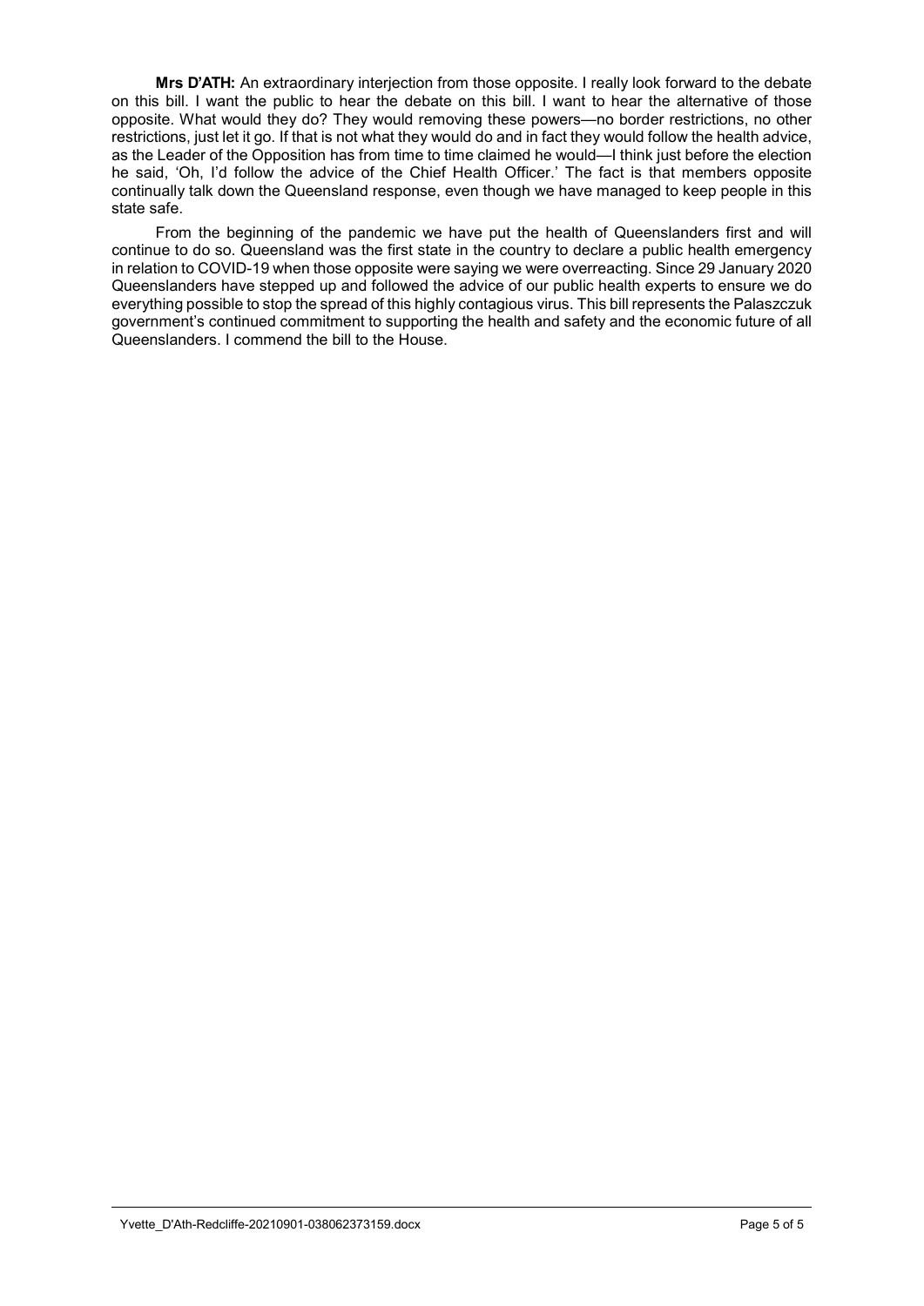**Mrs D'ATH:** An extraordinary interjection from those opposite. I really look forward to the debate on this bill. I want the public to hear the debate on this bill. I want to hear the alternative of those opposite. What would they do? They would removing these powers—no border restrictions, no other restrictions, just let it go. If that is not what they would do and in fact they would follow the health advice, as the Leader of the Opposition has from time to time claimed he would—I think just before the election he said, 'Oh, I'd follow the advice of the Chief Health Officer.' The fact is that members opposite continually talk down the Queensland response, even though we have managed to keep people in this state safe.

From the beginning of the pandemic we have put the health of Queenslanders first and will continue to do so. Queensland was the first state in the country to declare a public health emergency in relation to COVID-19 when those opposite were saying we were overreacting. Since 29 January 2020 Queenslanders have stepped up and followed the advice of our public health experts to ensure we do everything possible to stop the spread of this highly contagious virus. This bill represents the Palaszczuk government's continued commitment to supporting the health and safety and the economic future of all Queenslanders. I commend the bill to the House.